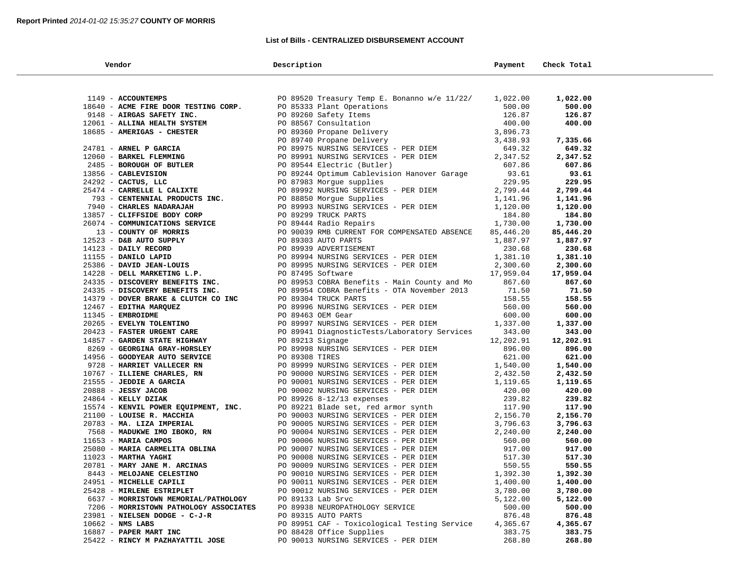Report Printed *2014-01-02 15:35:27* **COUNTY OF MORRIS**

**List of Bills - CENTRALIZED DISBURSEMENT ACCOUNT**

| Vendor | Description | Payment | Check Total |
|---|---|---|---|
| 1149 - **ACCOUNTEMPS** | PO 89520 Treasury Temp E. Bonanno w/e 11/22/ | 1,022.00 | **1,022.00** |
| 18640 - **ACME FIRE DOOR TESTING CORP.** | PO 85333 Plant Operations | 500.00 | **500.00** |
| 9148 - **AIRGAS SAFETY INC.** | PO 89260 Safety Items | 126.87 | **126.87** |
| 12061 - **ALLINA HEALTH SYSTEM** | PO 88567 Consultation | 400.00 | **400.00** |
| 18685 - **AMERIGAS - CHESTER** | PO 89360 Propane Delivery | 3,896.73 | |
| | PO 89740 Propane Delivery | 3,438.93 | **7,335.66** |
| 24781 - **ARNEL P GARCIA** | PO 89975 NURSING SERVICES - PER DIEM | 649.32 | **649.32** |
| 12060 - **BARKEL FLEMMING** | PO 89991 NURSING SERVICES - PER DIEM | 2,347.52 | **2,347.52** |
| 2485 - **BOROUGH OF BUTLER** | PO 89544 Electric (Butler) | 607.86 | **607.86** |
| 13856 - **CABLEVISION** | PO 89244 Optimum Cablevision Hanover Garage | 93.61 | **93.61** |
| 24292 - **CACTUS, LLC** | PO 87983 Morgue supplies | 229.95 | **229.95** |
| 25474 - **CARRELLE L CALIXTE** | PO 89992 NURSING SERVICES - PER DIEM | 2,799.44 | **2,799.44** |
| 793 - **CENTENNIAL PRODUCTS INC.** | PO 88850 Morgue Supplies | 1,141.96 | **1,141.96** |
| 7940 - **CHARLES NADARAJAH** | PO 89993 NURSING SERVICES - PER DIEM | 1,120.00 | **1,120.00** |
| 13857 - **CLIFFSIDE BODY CORP** | PO 89299 TRUCK PARTS | 184.80 | **184.80** |
| 26074 - **COMMUNICATIONS SERVICE** | PO 89444 Radio Repairs | 1,730.00 | **1,730.00** |
| 13 - **COUNTY OF MORRIS** | PO 90039 RMB CURRENT FOR COMPENSATED ABSENCE | 85,446.20 | **85,446.20** |
| 12523 - **D&B AUTO SUPPLY** | PO 89303 AUTO PARTS | 1,887.97 | **1,887.97** |
| 14123 - **DAILY RECORD** | PO 89939 ADVERTISEMENT | 230.68 | **230.68** |
| 11155 - **DANILO LAPID** | PO 89994 NURSING SERVICES - PER DIEM | 1,381.10 | **1,381.10** |
| 25386 - **DAVID JEAN-LOUIS** | PO 89995 NURSING SERVICES - PER DIEM | 2,300.60 | **2,300.60** |
| 14228 - **DELL MARKETING L.P.** | PO 87495 Software | 17,959.04 | **17,959.04** |
| 24335 - **DISCOVERY BENEFITS INC.** | PO 89953 COBRA Benefits - Main County and Mo | 867.60 | **867.60** |
| 24335 - **DISCOVERY BENEFITS INC.** | PO 89954 COBRA Benefits - OTA November 2013 | 71.50 | **71.50** |
| 14379 - **DOVER BRAKE & CLUTCH CO INC** | PO 89304 TRUCK PARTS | 158.55 | **158.55** |
| 12467 - **EDITHA MARQUEZ** | PO 89996 NURSING SERVICES - PER DIEM | 560.00 | **560.00** |
| 11345 - **EMBROIDME** | PO 89463 OEM Gear | 600.00 | **600.00** |
| 20265 - **EVELYN TOLENTINO** | PO 89997 NURSING SERVICES - PER DIEM | 1,337.00 | **1,337.00** |
| 20423 - **FASTER URGENT CARE** | PO 89941 DiagnosticTests/Laboratory Services | 343.00 | **343.00** |
| 14857 - **GARDEN STATE HIGHWAY** | PO 89213 Signage | 12,202.91 | **12,202.91** |
| 8269 - **GEORGINA GRAY-HORSLEY** | PO 89998 NURSING SERVICES - PER DIEM | 896.00 | **896.00** |
| 14956 - **GOODYEAR AUTO SERVICE** | PO 89308 TIRES | 621.00 | **621.00** |
| 9728 - **HARRIET VALLECER RN** | PO 89999 NURSING SERVICES - PER DIEM | 1,540.00 | **1,540.00** |
| 10767 - **ILLIENE CHARLES, RN** | PO 90000 NURSING SERVICES - PER DIEM | 2,432.50 | **2,432.50** |
| 21555 - **JEDDIE A GARCIA** | PO 90001 NURSING SERVICES - PER DIEM | 1,119.65 | **1,119.65** |
| 20888 - **JESSY JACOB** | PO 90002 NURSING SERVICES - PER DIEM | 420.00 | **420.00** |
| 24864 - **KELLY DZIAK** | PO 89926 8-12/13 expenses | 239.82 | **239.82** |
| 15574 - **KENVIL POWER EQUIPMENT, INC.** | PO 89221 Blade set, red armor synth | 117.90 | **117.90** |
| 21100 - **LOUISE R. MACCHIA** | PO 90003 NURSING SERVICES - PER DIEM | 2,156.70 | **2,156.70** |
| 20783 - **MA. LIZA IMPERIAL** | PO 90005 NURSING SERVICES - PER DIEM | 3,796.63 | **3,796.63** |
| 7568 - **MADUKWE IMO IBOKO, RN** | PO 90004 NURSING SERVICES - PER DIEM | 2,240.00 | **2,240.00** |
| 11653 - **MARIA CAMPOS** | PO 90006 NURSING SERVICES - PER DIEM | 560.00 | **560.00** |
| 25080 - **MARIA CARMELITA OBLINA** | PO 90007 NURSING SERVICES - PER DIEM | 917.00 | **917.00** |
| 11023 - **MARTHA YAGHI** | PO 90008 NURSING SERVICES - PER DIEM | 517.30 | **517.30** |
| 20781 - **MARY JANE M. ARCINAS** | PO 90009 NURSING SERVICES - PER DIEM | 550.55 | **550.55** |
| 8443 - **MELOJANE CELESTINO** | PO 90010 NURSING SERVICES - PER DIEM | 1,392.30 | **1,392.30** |
| 24951 - **MICHELLE CAPILI** | PO 90011 NURSING SERVICES - PER DIEM | 1,400.00 | **1,400.00** |
| 25428 - **MIRLENE ESTRIPLET** | PO 90012 NURSING SERVICES - PER DIEM | 3,780.00 | **3,780.00** |
| 6637 - **MORRISTOWN MEMORIAL/PATHOLOGY** | PO 89133 Lab Srvc | 5,122.00 | **5,122.00** |
| 7206 - **MORRISTOWN PATHOLOGY ASSOCIATES** | PO 89938 NEUROPATHOLOGY SERVICE | 500.00 | **500.00** |
| 23981 - **NIELSEN DODGE - C-J-R** | PO 89315 AUTO PARTS | 876.48 | **876.48** |
| 10662 - **NMS LABS** | PO 89951 CAF - Toxicological Testing Service | 4,365.67 | **4,365.67** |
| 16887 - **PAPER MART INC** | PO 88428 Office Supplies | 383.75 | **383.75** |
| 25422 - **RINCY M PAZHAYATTIL JOSE** | PO 90013 NURSING SERVICES - PER DIEM | 268.80 | **268.80** |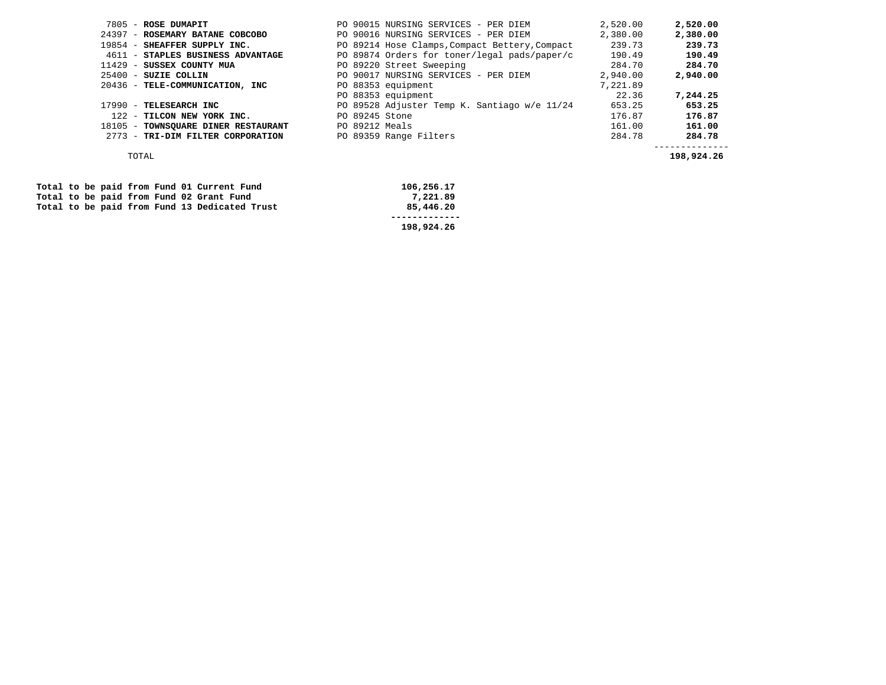| Vendor | Description | Amount | Total |
|---|---|---|---|
| 7805 - **ROSE DUMAPIT** | PO 90015 NURSING SERVICES - PER DIEM | 2,520.00 | **2,520.00** |
| 24397 - **ROSEMARY BATANE COBCOBO** | PO 90016 NURSING SERVICES - PER DIEM | 2,380.00 | **2,380.00** |
| 19854 - **SHEAFFER SUPPLY INC.** | PO 89214 Hose Clamps,Compact Bettery,Compact | 239.73 | **239.73** |
| 4611 - **STAPLES BUSINESS ADVANTAGE** | PO 89874 Orders for toner/legal pads/paper/c | 190.49 | **190.49** |
| 11429 - **SUSSEX COUNTY MUA** | PO 89220 Street Sweeping | 284.70 | **284.70** |
| 25400 - **SUZIE COLLIN** | PO 90017 NURSING SERVICES - PER DIEM | 2,940.00 | **2,940.00** |
| 20436 - **TELE-COMMUNICATION, INC** | PO 88353 equipment | 7,221.89 | |
| | PO 88353 equipment | 22.36 | **7,244.25** |
| 17990 - **TELESEARCH INC** | PO 89528 Adjuster Temp K. Santiago w/e 11/24 | 653.25 | **653.25** |
| 122 - **TILCON NEW YORK INC.** | PO 89245 Stone | 176.87 | **176.87** |
| 18105 - **TOWNSQUARE DINER RESTAURANT** | PO 89212 Meals | 161.00 | **161.00** |
| 2773 - **TRI-DIM FILTER CORPORATION** | PO 89359 Range Filters | 284.78 | **284.78** |
| TOTAL | | | **198,924.26** |

| | |
|---|---|
| **Total to be paid from Fund 01 Current Fund** | **106,256.17** |
| **Total to be paid from Fund 02 Grant Fund** | **7,221.89** |
| **Total to be paid from Fund 13 Dedicated Trust** | **85,446.20** |
| | **198,924.26** |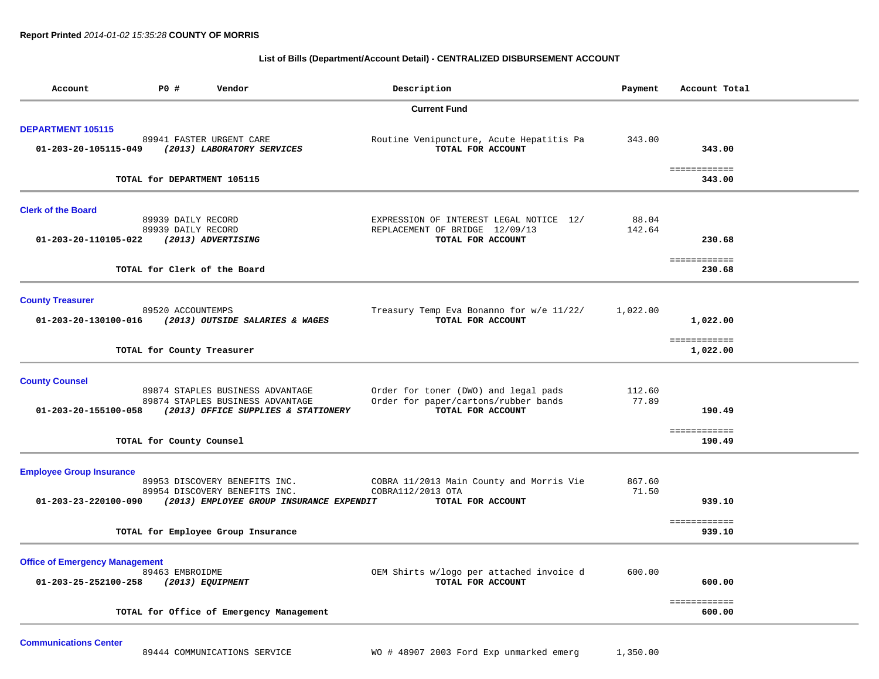**Report Printed** *2014-01-02 15:35:28* **COUNTY OF MORRIS**

**List of Bills (Department/Account Detail) - CENTRALIZED DISBURSEMENT ACCOUNT**

| Account | PO # | Vendor | Description | Payment | Account Total |
|---|---|---|---|---|---|
| | | **Current Fund** | | | |
| **DEPARTMENT 105115** | | | | | |
| | 89941 | FASTER URGENT CARE | Routine Venipuncture, Acute Hepatitis Pa | 343.00 | |
| 01-203-20-105115-049 | | ***(2013) LABORATORY SERVICES*** | **TOTAL FOR ACCOUNT** | | **343.00** |
| | | **TOTAL for DEPARTMENT 105115** | | | **343.00** |
| **Clerk of the Board** | | | | | |
| | 89939 | DAILY RECORD | EXPRESSION OF INTEREST LEGAL NOTICE 12/ | 88.04 | |
| | 89939 | DAILY RECORD | REPLACEMENT OF BRIDGE 12/09/13 | 142.64 | |
| 01-203-20-110105-022 | | ***(2013) ADVERTISING*** | **TOTAL FOR ACCOUNT** | | **230.68** |
| | | **TOTAL for Clerk of the Board** | | | **230.68** |
| **County Treasurer** | | | | | |
| | 89520 | ACCOUNTEMPS | Treasury Temp Eva Bonanno for w/e 11/22/ | 1,022.00 | |
| 01-203-20-130100-016 | | ***(2013) OUTSIDE SALARIES & WAGES*** | **TOTAL FOR ACCOUNT** | | **1,022.00** |
| | | **TOTAL for County Treasurer** | | | **1,022.00** |
| **County Counsel** | | | | | |
| | 89874 | STAPLES BUSINESS ADVANTAGE | Order for toner (DWO) and legal pads | 112.60 | |
| | 89874 | STAPLES BUSINESS ADVANTAGE | Order for paper/cartons/rubber bands | 77.89 | |
| 01-203-20-155100-058 | | ***(2013) OFFICE SUPPLIES & STATIONERY*** | **TOTAL FOR ACCOUNT** | | **190.49** |
| | | **TOTAL for County Counsel** | | | **190.49** |
| **Employee Group Insurance** | | | | | |
| | 89953 | DISCOVERY BENEFITS INC. | COBRA 11/2013 Main County and Morris Vie | 867.60 | |
| | 89954 | DISCOVERY BENEFITS INC. | COBRA112/2013 OTA | 71.50 | |
| 01-203-23-220100-090 | | ***(2013) EMPLOYEE GROUP INSURANCE EXPENDIT*** | **TOTAL FOR ACCOUNT** | | **939.10** |
| | | **TOTAL for Employee Group Insurance** | | | **939.10** |
| **Office of Emergency Management** | | | | | |
| | 89463 | EMBROIDME | OEM Shirts w/logo per attached invoice d | 600.00 | |
| 01-203-25-252100-258 | | ***(2013) EQUIPMENT*** | **TOTAL FOR ACCOUNT** | | **600.00** |
| | | **TOTAL for Office of Emergency Management** | | | **600.00** |
| **Communications Center** | | | | | |
| | 89444 | COMMUNICATIONS SERVICE | WO # 48907 2003 Ford Exp unmarked emerg | 1,350.00 | |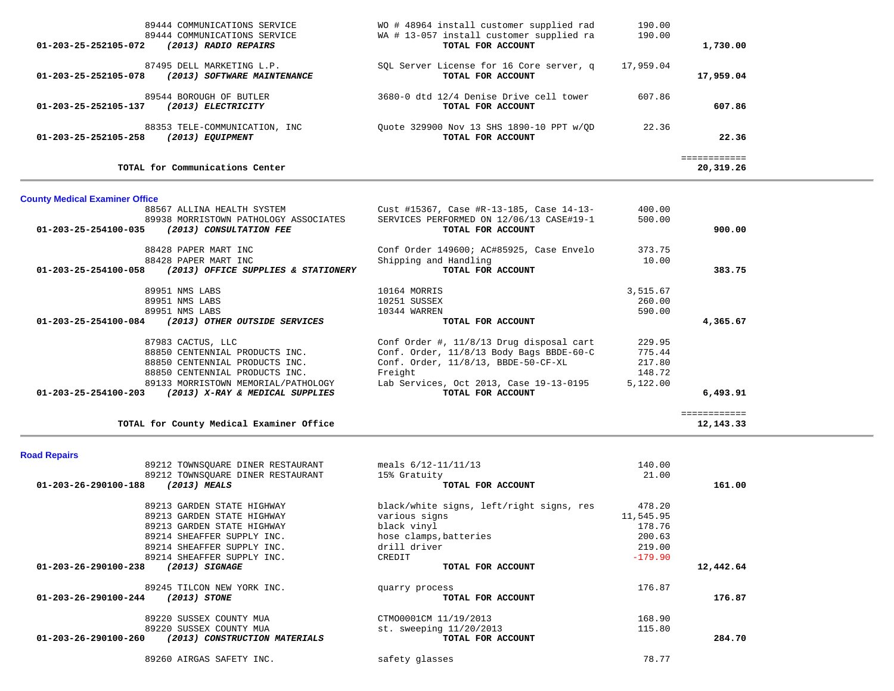| Account | Vendor / Account Description | Description | Amount | Total |
|---|---|---|---|---|
| | 89444 COMMUNICATIONS SERVICE | WO # 48964 install customer supplied rad | 190.00 | |
| | 89444 COMMUNICATIONS SERVICE | WA # 13-057 install customer supplied ra | 190.00 | |
| **01-203-25-252105-072** | ***(2013) RADIO REPAIRS*** | **TOTAL FOR ACCOUNT** | | **1,730.00** |
| | 87495 DELL MARKETING L.P. | SQL Server License for 16 Core server, q | 17,959.04 | |
| **01-203-25-252105-078** | ***(2013) SOFTWARE MAINTENANCE*** | **TOTAL FOR ACCOUNT** | | **17,959.04** |
| | 89544 BOROUGH OF BUTLER | 3680-0 dtd 12/4 Denise Drive cell tower | 607.86 | |
| **01-203-25-252105-137** | ***(2013) ELECTRICITY*** | **TOTAL FOR ACCOUNT** | | **607.86** |
| | 88353 TELE-COMMUNICATION, INC | Quote 329900 Nov 13 SHS 1890-10 PPT w/QD | 22.36 | |
| **01-203-25-252105-258** | ***(2013) EQUIPMENT*** | **TOTAL FOR ACCOUNT** | | **22.36** |
| | | | | ============ |
| | **TOTAL for Communications Center** | | | **20,319.26** |

## County Medical Examiner Office

| Account | Vendor / Account Description | Description | Amount | Total |
|---|---|---|---|---|
| | 88567 ALLINA HEALTH SYSTEM | Cust #15367, Case #R-13-185, Case 14-13- | 400.00 | |
| | 89938 MORRISTOWN PATHOLOGY ASSOCIATES | SERVICES PERFORMED ON 12/06/13 CASE#19-1 | 500.00 | |
| **01-203-25-254100-035** | ***(2013) CONSULTATION FEE*** | **TOTAL FOR ACCOUNT** | | **900.00** |
| | 88428 PAPER MART INC | Conf Order 149600; AC#85925, Case Envelo | 373.75 | |
| | 88428 PAPER MART INC | Shipping and Handling | 10.00 | |
| **01-203-25-254100-058** | ***(2013) OFFICE SUPPLIES & STATIONERY*** | **TOTAL FOR ACCOUNT** | | **383.75** |
| | 89951 NMS LABS | 10164 MORRIS | 3,515.67 | |
| | 89951 NMS LABS | 10251 SUSSEX | 260.00 | |
| | 89951 NMS LABS | 10344 WARREN | 590.00 | |
| **01-203-25-254100-084** | ***(2013) OTHER OUTSIDE SERVICES*** | **TOTAL FOR ACCOUNT** | | **4,365.67** |
| | 87983 CACTUS, LLC | Conf Order #, 11/8/13 Drug disposal cart | 229.95 | |
| | 88850 CENTENNIAL PRODUCTS INC. | Conf. Order, 11/8/13 Body Bags BBDE-60-C | 775.44 | |
| | 88850 CENTENNIAL PRODUCTS INC. | Conf. Order, 11/8/13, BBDE-50-CF-XL | 217.80 | |
| | 88850 CENTENNIAL PRODUCTS INC. | Freight | 148.72 | |
| | 89133 MORRISTOWN MEMORIAL/PATHOLOGY | Lab Services, Oct 2013, Case 19-13-0195 | 5,122.00 | |
| **01-203-25-254100-203** | ***(2013) X-RAY & MEDICAL SUPPLIES*** | **TOTAL FOR ACCOUNT** | | **6,493.91** |
| | | | | ============ |
| | **TOTAL for County Medical Examiner Office** | | | **12,143.33** |

## Road Repairs

| Account | Vendor / Account Description | Description | Amount | Total |
|---|---|---|---|---|
| | 89212 TOWNSQUARE DINER RESTAURANT | meals 6/12-11/11/13 | 140.00 | |
| | 89212 TOWNSQUARE DINER RESTAURANT | 15% Gratuity | 21.00 | |
| **01-203-26-290100-188** | ***(2013) MEALS*** | **TOTAL FOR ACCOUNT** | | **161.00** |
| | 89213 GARDEN STATE HIGHWAY | black/white signs, left/right signs, res | 478.20 | |
| | 89213 GARDEN STATE HIGHWAY | various signs | 11,545.95 | |
| | 89213 GARDEN STATE HIGHWAY | black vinyl | 178.76 | |
| | 89214 SHEAFFER SUPPLY INC. | hose clamps,batteries | 200.63 | |
| | 89214 SHEAFFER SUPPLY INC. | drill driver | 219.00 | |
| | 89214 SHEAFFER SUPPLY INC. | CREDIT | -179.90 | |
| **01-203-26-290100-238** | ***(2013) SIGNAGE*** | **TOTAL FOR ACCOUNT** | | **12,442.64** |
| | 89245 TILCON NEW YORK INC. | quarry process | 176.87 | |
| **01-203-26-290100-244** | ***(2013) STONE*** | **TOTAL FOR ACCOUNT** | | **176.87** |
| | 89220 SUSSEX COUNTY MUA | CTMO0001CM 11/19/2013 | 168.90 | |
| | 89220 SUSSEX COUNTY MUA | st. sweeping 11/20/2013 | 115.80 | |
| **01-203-26-290100-260** | ***(2013) CONSTRUCTION MATERIALS*** | **TOTAL FOR ACCOUNT** | | **284.70** |
| | 89260 AIRGAS SAFETY INC. | safety glasses | 78.77 | |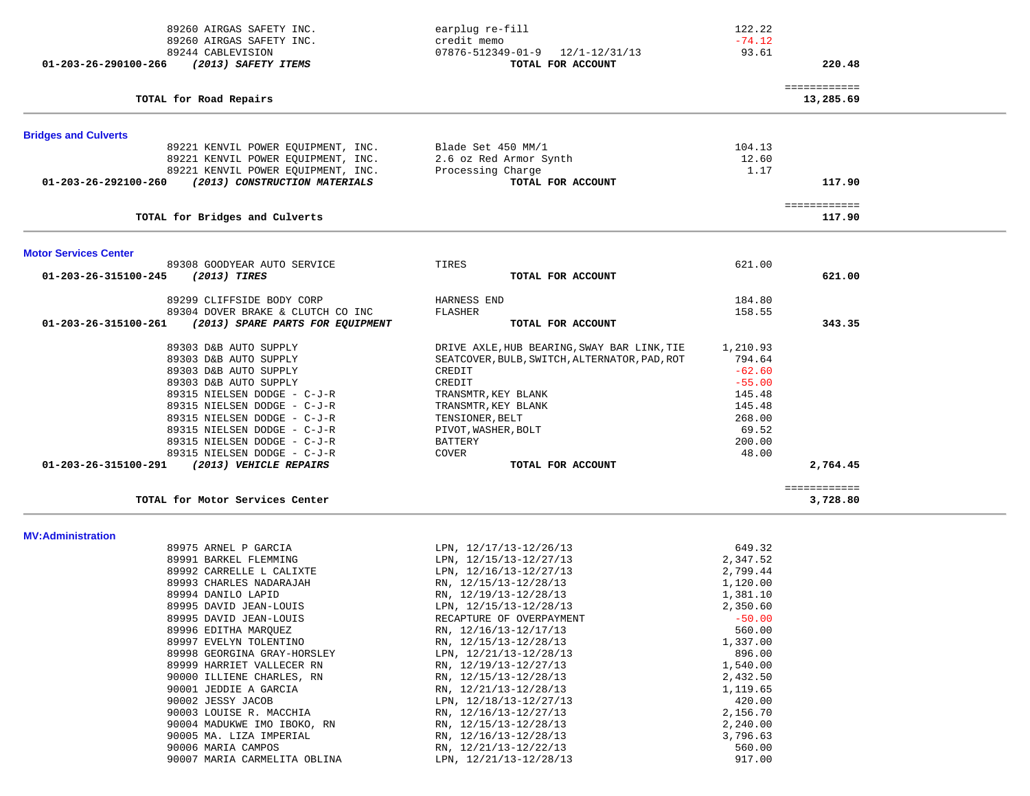| Account | Vendor | Description | Amount | Total |
|---|---|---|---|---|
| | 89260 AIRGAS SAFETY INC. | earplug re-fill | 122.22 | |
| | 89260 AIRGAS SAFETY INC. | credit memo | -74.12 | |
| | 89244 CABLEVISION | 07876-512349-01-9 12/1-12/31/13 | 93.61 | |
| **01-203-26-290100-266** | ***(2013) SAFETY ITEMS*** | **TOTAL FOR ACCOUNT** | | **220.48** |
| | | | | ============ |
| | **TOTAL for Road Repairs** | | | **13,285.69** |

## Bridges and Culverts

| Account | Vendor | Description | Amount | Total |
|---|---|---|---|---|
| | 89221 KENVIL POWER EQUIPMENT, INC. | Blade Set 450 MM/1 | 104.13 | |
| | 89221 KENVIL POWER EQUIPMENT, INC. | 2.6 oz Red Armor Synth | 12.60 | |
| | 89221 KENVIL POWER EQUIPMENT, INC. | Processing Charge | 1.17 | |
| **01-203-26-292100-260** | ***(2013) CONSTRUCTION MATERIALS*** | **TOTAL FOR ACCOUNT** | | **117.90** |
| | | | | ============ |
| | **TOTAL for Bridges and Culverts** | | | **117.90** |

## Motor Services Center

| Account | Vendor | Description | Amount | Total |
|---|---|---|---|---|
| | 89308 GOODYEAR AUTO SERVICE | TIRES | 621.00 | |
| **01-203-26-315100-245** | ***(2013) TIRES*** | **TOTAL FOR ACCOUNT** | | **621.00** |
| | 89299 CLIFFSIDE BODY CORP | HARNESS END | 184.80 | |
| | 89304 DOVER BRAKE & CLUTCH CO INC | FLASHER | 158.55 | |
| **01-203-26-315100-261** | ***(2013) SPARE PARTS FOR EQUIPMENT*** | **TOTAL FOR ACCOUNT** | | **343.35** |
| | 89303 D&B AUTO SUPPLY | DRIVE AXLE,HUB BEARING,SWAY BAR LINK,TIE | 1,210.93 | |
| | 89303 D&B AUTO SUPPLY | SEATCOVER,BULB,SWITCH,ALTERNATOR,PAD,ROT | 794.64 | |
| | 89303 D&B AUTO SUPPLY | CREDIT | -62.60 | |
| | 89303 D&B AUTO SUPPLY | CREDIT | -55.00 | |
| | 89315 NIELSEN DODGE - C-J-R | TRANSMTR,KEY BLANK | 145.48 | |
| | 89315 NIELSEN DODGE - C-J-R | TRANSMTR,KEY BLANK | 145.48 | |
| | 89315 NIELSEN DODGE - C-J-R | TENSIONER,BELT | 268.00 | |
| | 89315 NIELSEN DODGE - C-J-R | PIVOT,WASHER,BOLT | 69.52 | |
| | 89315 NIELSEN DODGE - C-J-R | BATTERY | 200.00 | |
| | 89315 NIELSEN DODGE - C-J-R | COVER | 48.00 | |
| **01-203-26-315100-291** | ***(2013) VEHICLE REPAIRS*** | **TOTAL FOR ACCOUNT** | | **2,764.45** |
| | | | | ============ |
| | **TOTAL for Motor Services Center** | | | **3,728.80** |

## MV:Administration

| Account | Vendor | Description | Amount | Total |
|---|---|---|---|---|
| | 89975 ARNEL P GARCIA | LPN, 12/17/13-12/26/13 | 649.32 | |
| | 89991 BARKEL FLEMMING | LPN, 12/15/13-12/27/13 | 2,347.52 | |
| | 89992 CARRELLE L CALIXTE | LPN, 12/16/13-12/27/13 | 2,799.44 | |
| | 89993 CHARLES NADARAJAH | RN, 12/15/13-12/28/13 | 1,120.00 | |
| | 89994 DANILO LAPID | RN, 12/19/13-12/28/13 | 1,381.10 | |
| | 89995 DAVID JEAN-LOUIS | LPN, 12/15/13-12/28/13 | 2,350.60 | |
| | 89995 DAVID JEAN-LOUIS | RECAPTURE OF OVERPAYMENT | -50.00 | |
| | 89996 EDITHA MARQUEZ | RN, 12/16/13-12/17/13 | 560.00 | |
| | 89997 EVELYN TOLENTINO | RN, 12/15/13-12/28/13 | 1,337.00 | |
| | 89998 GEORGINA GRAY-HORSLEY | LPN, 12/21/13-12/28/13 | 896.00 | |
| | 89999 HARRIET VALLECER RN | RN, 12/19/13-12/27/13 | 1,540.00 | |
| | 90000 ILLIENE CHARLES, RN | RN, 12/15/13-12/28/13 | 2,432.50 | |
| | 90001 JEDDIE A GARCIA | RN, 12/21/13-12/28/13 | 1,119.65 | |
| | 90002 JESSY JACOB | LPN, 12/18/13-12/27/13 | 420.00 | |
| | 90003 LOUISE R. MACCHIA | RN, 12/16/13-12/27/13 | 2,156.70 | |
| | 90004 MADUKWE IMO IBOKO, RN | RN, 12/15/13-12/28/13 | 2,240.00 | |
| | 90005 MA. LIZA IMPERIAL | RN, 12/16/13-12/28/13 | 3,796.63 | |
| | 90006 MARIA CAMPOS | RN, 12/21/13-12/22/13 | 560.00 | |
| | 90007 MARIA CARMELITA OBLINA | LPN, 12/21/13-12/28/13 | 917.00 | |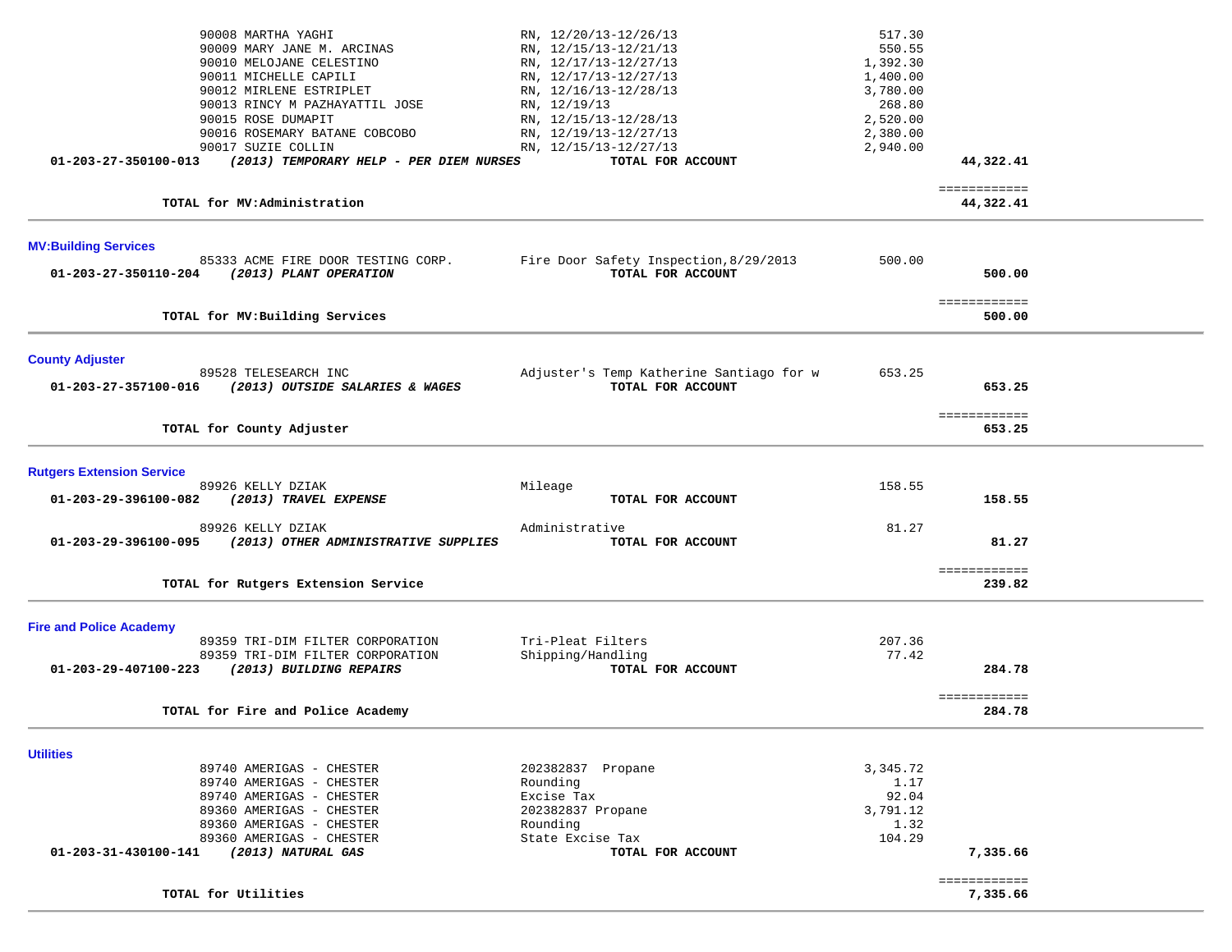| Account | Vendor / Description | Detail | Amount | Total |
|---|---|---|---|---|
| | 90008 MARTHA YAGHI | RN, 12/20/13-12/26/13 | 517.30 | |
| | 90009 MARY JANE M. ARCINAS | RN, 12/15/13-12/21/13 | 550.55 | |
| | 90010 MELOJANE CELESTINO | RN, 12/17/13-12/27/13 | 1,392.30 | |
| | 90011 MICHELLE CAPILI | RN, 12/17/13-12/27/13 | 1,400.00 | |
| | 90012 MIRLENE ESTRIPLET | RN, 12/16/13-12/28/13 | 3,780.00 | |
| | 90013 RINCY M PAZHAYATTIL JOSE | RN, 12/19/13 | 268.80 | |
| | 90015 ROSE DUMAPIT | RN, 12/15/13-12/28/13 | 2,520.00 | |
| | 90016 ROSEMARY BATANE COBCOBO | RN, 12/19/13-12/27/13 | 2,380.00 | |
| | 90017 SUZIE COLLIN | RN, 12/15/13-12/27/13 | 2,940.00 | |
| **01-203-27-350100-013** | ***(2013) TEMPORARY HELP - PER DIEM NURSES*** | **TOTAL FOR ACCOUNT** | | **44,322.41** |
| | **TOTAL for MV:Administration** | | | **44,322.41** |

**MV:Building Services**

| Account | Vendor / Description | Detail | Amount | Total |
|---|---|---|---|---|
| | 85333 ACME FIRE DOOR TESTING CORP. | Fire Door Safety Inspection,8/29/2013 | 500.00 | |
| **01-203-27-350110-204** | ***(2013) PLANT OPERATION*** | **TOTAL FOR ACCOUNT** | | **500.00** |
| | **TOTAL for MV:Building Services** | | | **500.00** |

**County Adjuster**

| Account | Vendor / Description | Detail | Amount | Total |
|---|---|---|---|---|
| | 89528 TELESEARCH INC | Adjuster's Temp Katherine Santiago for w | 653.25 | |
| **01-203-27-357100-016** | ***(2013) OUTSIDE SALARIES & WAGES*** | **TOTAL FOR ACCOUNT** | | **653.25** |
| | **TOTAL for County Adjuster** | | | **653.25** |

**Rutgers Extension Service**

| Account | Vendor / Description | Detail | Amount | Total |
|---|---|---|---|---|
| | 89926 KELLY DZIAK | Mileage | 158.55 | |
| **01-203-29-396100-082** | ***(2013) TRAVEL EXPENSE*** | **TOTAL FOR ACCOUNT** | | **158.55** |
| | 89926 KELLY DZIAK | Administrative | 81.27 | |
| **01-203-29-396100-095** | ***(2013) OTHER ADMINISTRATIVE SUPPLIES*** | **TOTAL FOR ACCOUNT** | | **81.27** |
| | **TOTAL for Rutgers Extension Service** | | | **239.82** |

**Fire and Police Academy**

| Account | Vendor / Description | Detail | Amount | Total |
|---|---|---|---|---|
| | 89359 TRI-DIM FILTER CORPORATION | Tri-Pleat Filters | 207.36 | |
| | 89359 TRI-DIM FILTER CORPORATION | Shipping/Handling | 77.42 | |
| **01-203-29-407100-223** | ***(2013) BUILDING REPAIRS*** | **TOTAL FOR ACCOUNT** | | **284.78** |
| | **TOTAL for Fire and Police Academy** | | | **284.78** |

**Utilities**

| Account | Vendor / Description | Detail | Amount | Total |
|---|---|---|---|---|
| | 89740 AMERIGAS - CHESTER | 202382837 Propane | 3,345.72 | |
| | 89740 AMERIGAS - CHESTER | Rounding | 1.17 | |
| | 89740 AMERIGAS - CHESTER | Excise Tax | 92.04 | |
| | 89360 AMERIGAS - CHESTER | 202382837 Propane | 3,791.12 | |
| | 89360 AMERIGAS - CHESTER | Rounding | 1.32 | |
| | 89360 AMERIGAS - CHESTER | State Excise Tax | 104.29 | |
| **01-203-31-430100-141** | ***(2013) NATURAL GAS*** | **TOTAL FOR ACCOUNT** | | **7,335.66** |
| | **TOTAL for Utilities** | | | **7,335.66** |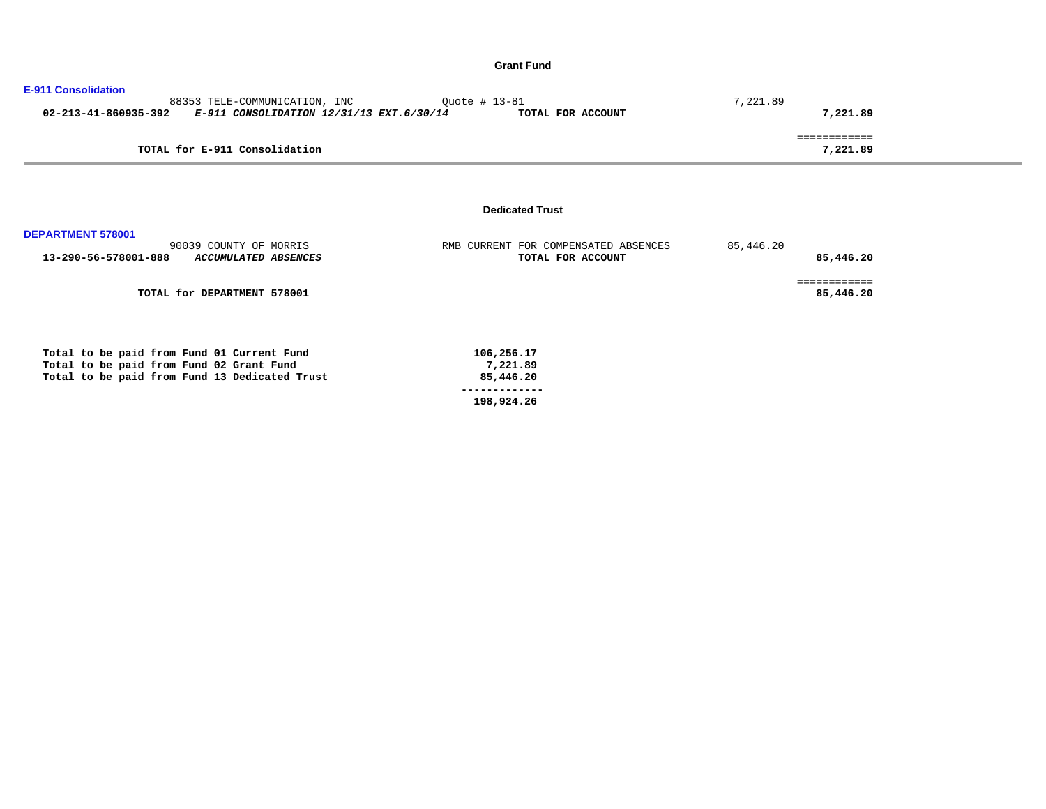## Grant Fund

**E-911 Consolidation**

| | | | | |
|---|---|---|---|---|
| | 88353 TELE-COMMUNICATION, INC | Quote # 13-81 | 7,221.89 | |
| **02-213-41-860935-392** | ***E-911 CONSOLIDATION 12/31/13 EXT.6/30/14*** | **TOTAL FOR ACCOUNT** | | **7,221.89** |
| | | | | ============ |
| | **TOTAL for E-911 Consolidation** | | | **7,221.89** |

## Dedicated Trust

**DEPARTMENT 578001**

| | | | | |
|---|---|---|---|---|
| | 90039 COUNTY OF MORRIS | RMB CURRENT FOR COMPENSATED ABSENCES | 85,446.20 | |
| **13-290-56-578001-888** | ***ACCUMULATED ABSENCES*** | **TOTAL FOR ACCOUNT** | | **85,446.20** |
| | | | | ============ |
| | **TOTAL for DEPARTMENT 578001** | | | **85,446.20** |

| | |
|---|---|
| **Total to be paid from Fund 01 Current Fund** | **106,256.17** |
| **Total to be paid from Fund 02 Grant Fund** | **7,221.89** |
| **Total to be paid from Fund 13 Dedicated Trust** | **85,446.20** |
| | ------------- |
| | **198,924.26** |